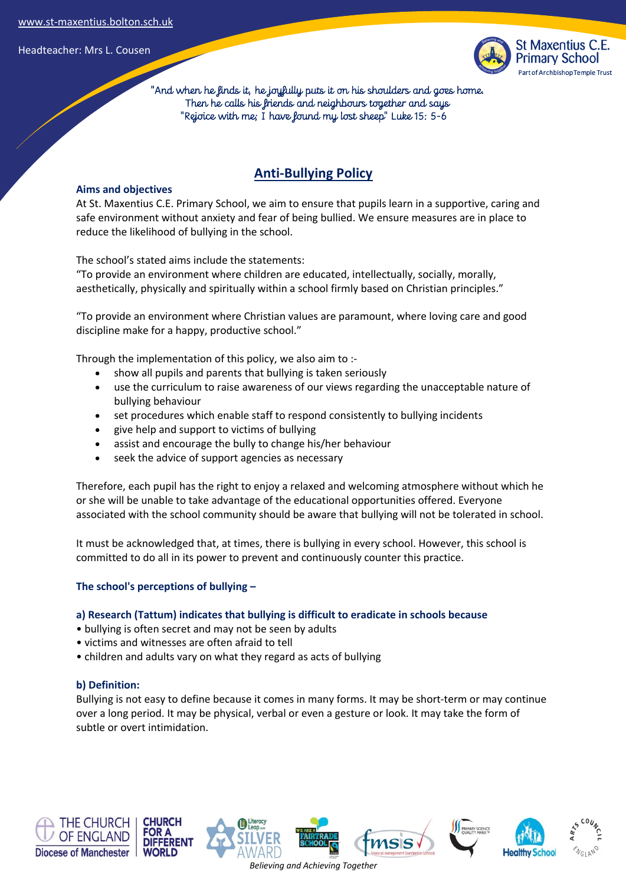www.st-maxentius.bolton.sch.uk

Headteacher: Mrs L. Cousen

St Maxentius C.E. Primary School
Part of Archbishop Temple Trust

"And when he finds it, he joyfully puts it on his shoulders and goes home. Then he calls his friends and neighbours together and says "Rejoice with me; I have found my lost sheep" Luke 15: 5-6

# Anti-Bullying Policy

## Aims and objectives

At St. Maxentius C.E. Primary School, we aim to ensure that pupils learn in a supportive, caring and safe environment without anxiety and fear of being bullied. We ensure measures are in place to reduce the likelihood of bullying in the school.

The school's stated aims include the statements:
"To provide an environment where children are educated, intellectually, socially, morally, aesthetically, physically and spiritually within a school firmly based on Christian principles."

"To provide an environment where Christian values are paramount, where loving care and good discipline make for a happy, productive school."

Through the implementation of this policy, we also aim to :-

- show all pupils and parents that bullying is taken seriously
- use the curriculum to raise awareness of our views regarding the unacceptable nature of bullying behaviour
- set procedures which enable staff to respond consistently to bullying incidents
- give help and support to victims of bullying
- assist and encourage the bully to change his/her behaviour
- seek the advice of support agencies as necessary

Therefore, each pupil has the right to enjoy a relaxed and welcoming atmosphere without which he or she will be unable to take advantage of the educational opportunities offered. Everyone associated with the school community should be aware that bullying will not be tolerated in school.

It must be acknowledged that, at times, there is bullying in every school. However, this school is committed to do all in its power to prevent and continuously counter this practice.

## The school's perceptions of bullying –

### a) Research (Tattum) indicates that bullying is difficult to eradicate in schools because

- bullying is often secret and may not be seen by adults
- victims and witnesses are often afraid to tell
- children and adults vary on what they regard as acts of bullying

### b) Definition:

Bullying is not easy to define because it comes in many forms. It may be short-term or may continue over a long period. It may be physical, verbal or even a gesture or look. It may take the form of subtle or overt intimidation.

*Believing and Achieving Together*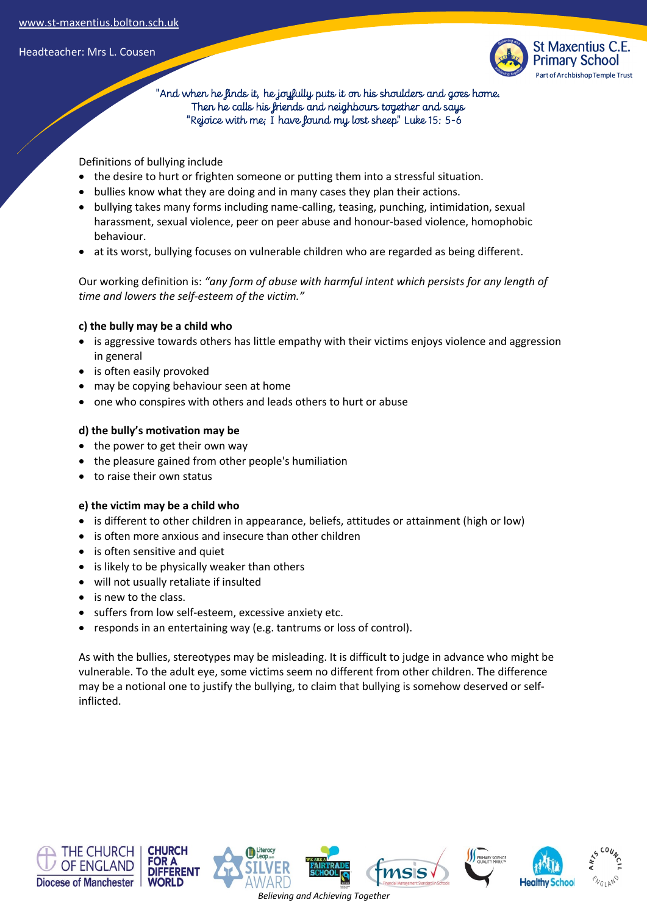Definitions of bullying include

- the desire to hurt or frighten someone or putting them into a stressful situation.
- bullies know what they are doing and in many cases they plan their actions.
- bullying takes many forms including name-calling, teasing, punching, intimidation, sexual harassment, sexual violence, peer on peer abuse and honour-based violence, homophobic behaviour.
- at its worst, bullying focuses on vulnerable children who are regarded as being different.

Our working definition is: *"any form of abuse with harmful intent which persists for any length of time and lowers the self-esteem of the victim."*

**c) the bully may be a child who**

- is aggressive towards others has little empathy with their victims enjoys violence and aggression in general
- is often easily provoked
- may be copying behaviour seen at home
- one who conspires with others and leads others to hurt or abuse

**d) the bully's motivation may be**

- the power to get their own way
- the pleasure gained from other people's humiliation
- to raise their own status

**e) the victim may be a child who**

- is different to other children in appearance, beliefs, attitudes or attainment (high or low)
- is often more anxious and insecure than other children
- is often sensitive and quiet
- is likely to be physically weaker than others
- will not usually retaliate if insulted
- is new to the class.
- suffers from low self-esteem, excessive anxiety etc.
- responds in an entertaining way (e.g. tantrums or loss of control).

As with the bullies, stereotypes may be misleading. It is difficult to judge in advance who might be vulnerable. To the adult eye, some victims seem no different from other children. The difference may be a notional one to justify the bullying, to claim that bullying is somehow deserved or self-inflicted.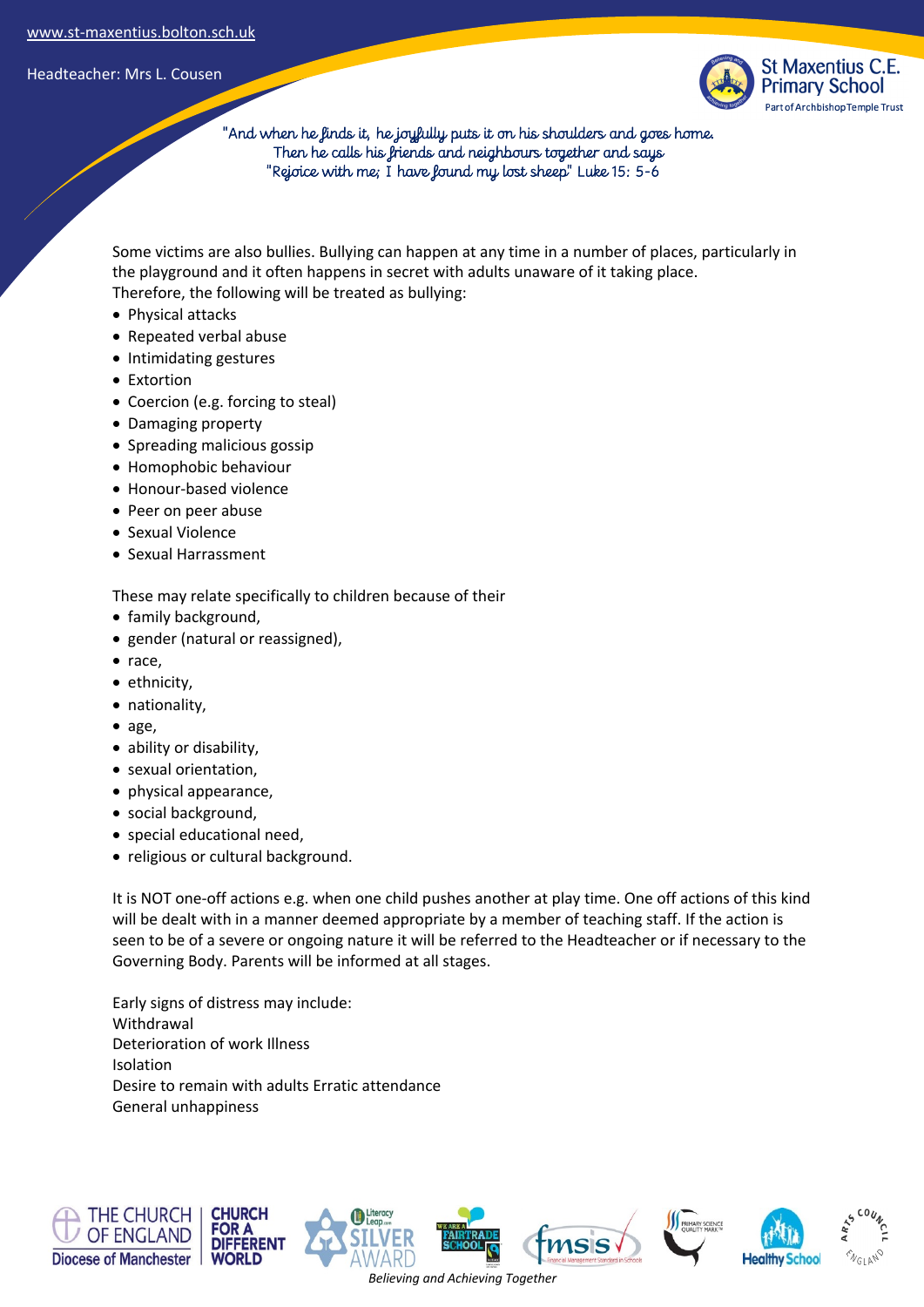Some victims are also bullies. Bullying can happen at any time in a number of places, particularly in the playground and it often happens in secret with adults unaware of it taking place.
Therefore, the following will be treated as bullying:

- Physical attacks
- Repeated verbal abuse
- Intimidating gestures
- Extortion
- Coercion (e.g. forcing to steal)
- Damaging property
- Spreading malicious gossip
- Homophobic behaviour
- Honour-based violence
- Peer on peer abuse
- Sexual Violence
- Sexual Harrassment

These may relate specifically to children because of their

- family background,
- gender (natural or reassigned),
- race,
- ethnicity,
- nationality,
- age,
- ability or disability,
- sexual orientation,
- physical appearance,
- social background,
- special educational need,
- religious or cultural background.

It is NOT one-off actions e.g. when one child pushes another at play time. One off actions of this kind will be dealt with in a manner deemed appropriate by a member of teaching staff. If the action is seen to be of a severe or ongoing nature it will be referred to the Headteacher or if necessary to the Governing Body. Parents will be informed at all stages.

Early signs of distress may include:
Withdrawal
Deterioration of work Illness
Isolation
Desire to remain with adults Erratic attendance
General unhappiness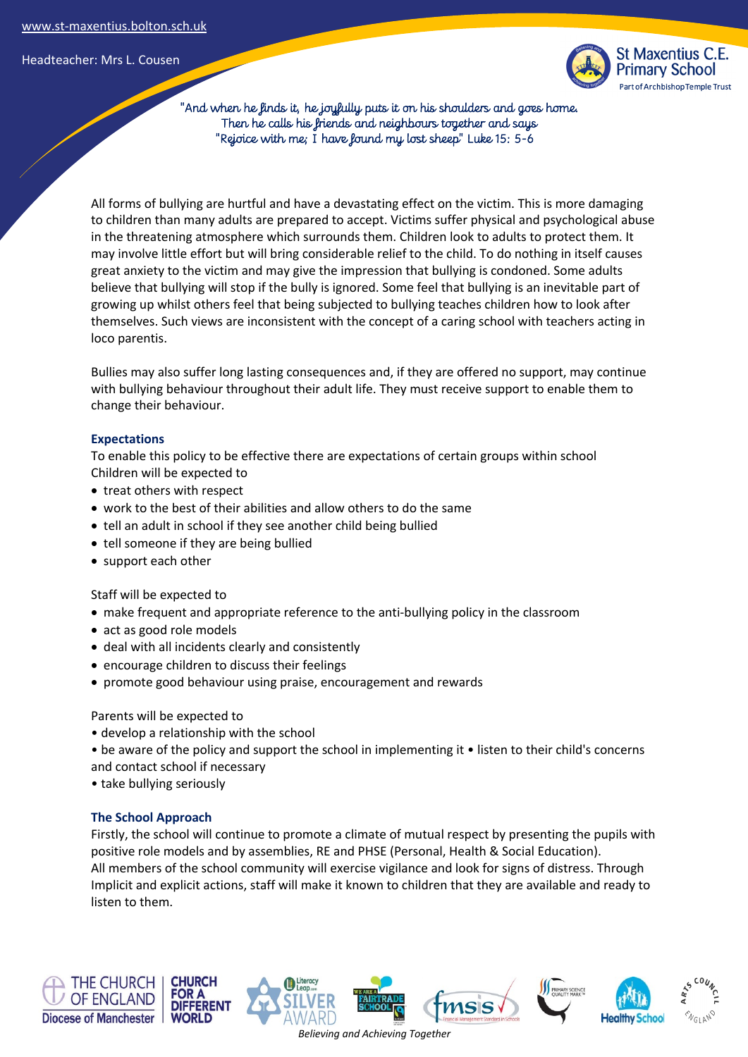"And when he finds it, he joyfully puts it on his shoulders and goes home. Then he calls his friends and neighbours together and says "Rejoice with me; I have found my lost sheep" Luke 15: 5-6

All forms of bullying are hurtful and have a devastating effect on the victim. This is more damaging to children than many adults are prepared to accept. Victims suffer physical and psychological abuse in the threatening atmosphere which surrounds them. Children look to adults to protect them. It may involve little effort but will bring considerable relief to the child. To do nothing in itself causes great anxiety to the victim and may give the impression that bullying is condoned. Some adults believe that bullying will stop if the bully is ignored. Some feel that bullying is an inevitable part of growing up whilst others feel that being subjected to bullying teaches children how to look after themselves. Such views are inconsistent with the concept of a caring school with teachers acting in loco parentis.

Bullies may also suffer long lasting consequences and, if they are offered no support, may continue with bullying behaviour throughout their adult life. They must receive support to enable them to change their behaviour.

### Expectations

To enable this policy to be effective there are expectations of certain groups within school
Children will be expected to

- treat others with respect
- work to the best of their abilities and allow others to do the same
- tell an adult in school if they see another child being bullied
- tell someone if they are being bullied
- support each other

Staff will be expected to

- make frequent and appropriate reference to the anti-bullying policy in the classroom
- act as good role models
- deal with all incidents clearly and consistently
- encourage children to discuss their feelings
- promote good behaviour using praise, encouragement and rewards

Parents will be expected to

- develop a relationship with the school
- be aware of the policy and support the school in implementing it
- listen to their child's concerns and contact school if necessary
- take bullying seriously

### The School Approach

Firstly, the school will continue to promote a climate of mutual respect by presenting the pupils with positive role models and by assemblies, RE and PHSE (Personal, Health & Social Education).
All members of the school community will exercise vigilance and look for signs of distress. Through Implicit and explicit actions, staff will make it known to children that they are available and ready to listen to them.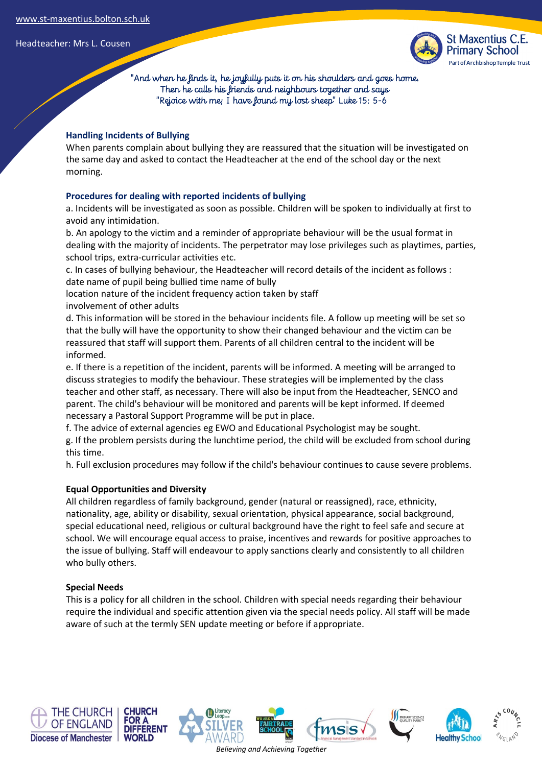### Handling Incidents of Bullying

When parents complain about bullying they are reassured that the situation will be investigated on the same day and asked to contact the Headteacher at the end of the school day or the next morning.

### Procedures for dealing with reported incidents of bullying

a. Incidents will be investigated as soon as possible. Children will be spoken to individually at first to avoid any intimidation.

b. An apology to the victim and a reminder of appropriate behaviour will be the usual format in dealing with the majority of incidents. The perpetrator may lose privileges such as playtimes, parties, school trips, extra-curricular activities etc.

c. In cases of bullying behaviour, the Headteacher will record details of the incident as follows :
date name of pupil being bullied time name of bully
location nature of the incident frequency action taken by staff
involvement of other adults

d. This information will be stored in the behaviour incidents file. A follow up meeting will be set so that the bully will have the opportunity to show their changed behaviour and the victim can be reassured that staff will support them. Parents of all children central to the incident will be informed.

e. If there is a repetition of the incident, parents will be informed. A meeting will be arranged to discuss strategies to modify the behaviour. These strategies will be implemented by the class teacher and other staff, as necessary. There will also be input from the Headteacher, SENCO and parent. The child's behaviour will be monitored and parents will be kept informed. If deemed necessary a Pastoral Support Programme will be put in place.

f. The advice of external agencies eg EWO and Educational Psychologist may be sought.

g. If the problem persists during the lunchtime period, the child will be excluded from school during this time.

h. Full exclusion procedures may follow if the child's behaviour continues to cause severe problems.

### Equal Opportunities and Diversity

All children regardless of family background, gender (natural or reassigned), race, ethnicity, nationality, age, ability or disability, sexual orientation, physical appearance, social background, special educational need, religious or cultural background have the right to feel safe and secure at school. We will encourage equal access to praise, incentives and rewards for positive approaches to the issue of bullying. Staff will endeavour to apply sanctions clearly and consistently to all children who bully others.

### Special Needs

This is a policy for all children in the school. Children with special needs regarding their behaviour require the individual and specific attention given via the special needs policy. All staff will be made aware of such at the termly SEN update meeting or before if appropriate.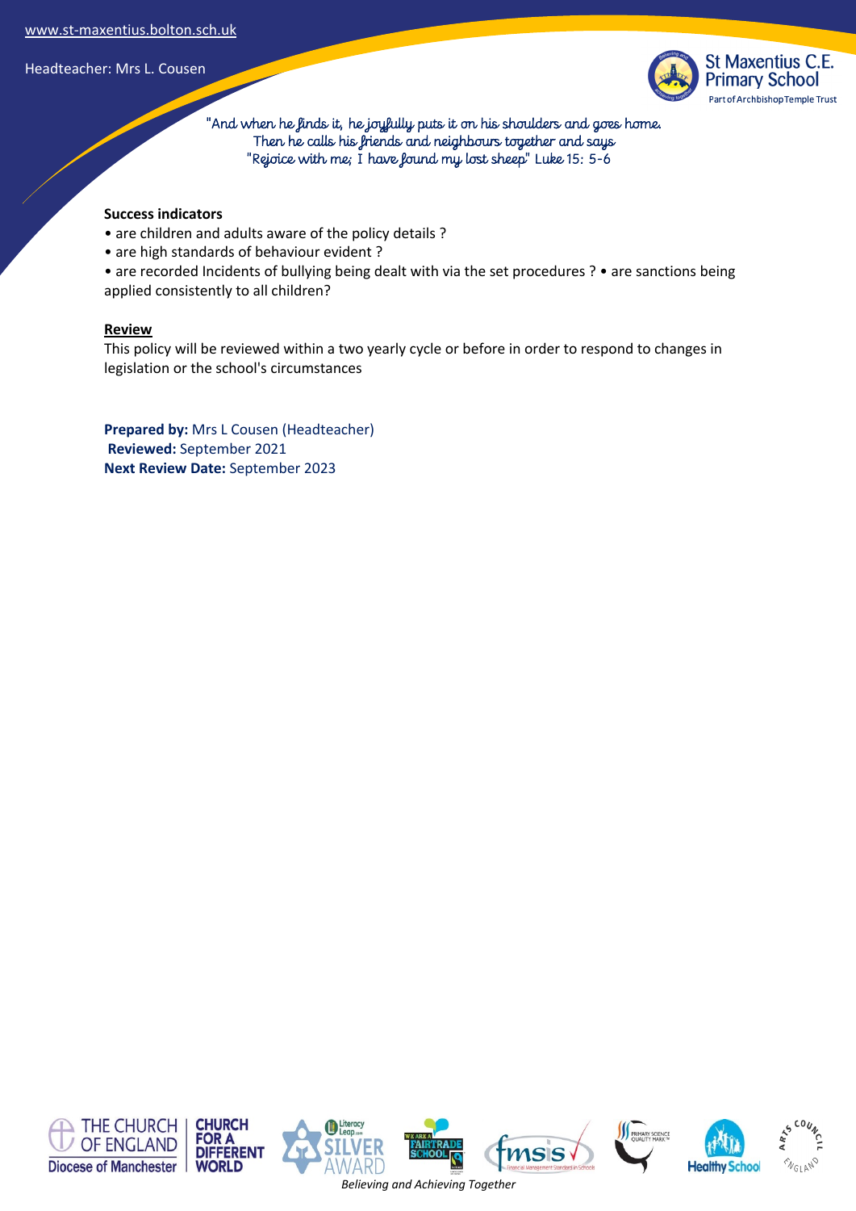**Success indicators**

- are children and adults aware of the policy details ?
- are high standards of behaviour evident ?
- are recorded Incidents of bullying being dealt with via the set procedures ? • are sanctions being applied consistently to all children?

**Review**

This policy will be reviewed within a two yearly cycle or before in order to respond to changes in legislation or the school's circumstances

**Prepared by:** Mrs L Cousen (Headteacher)
**Reviewed:** September 2021
**Next Review Date:** September 2023